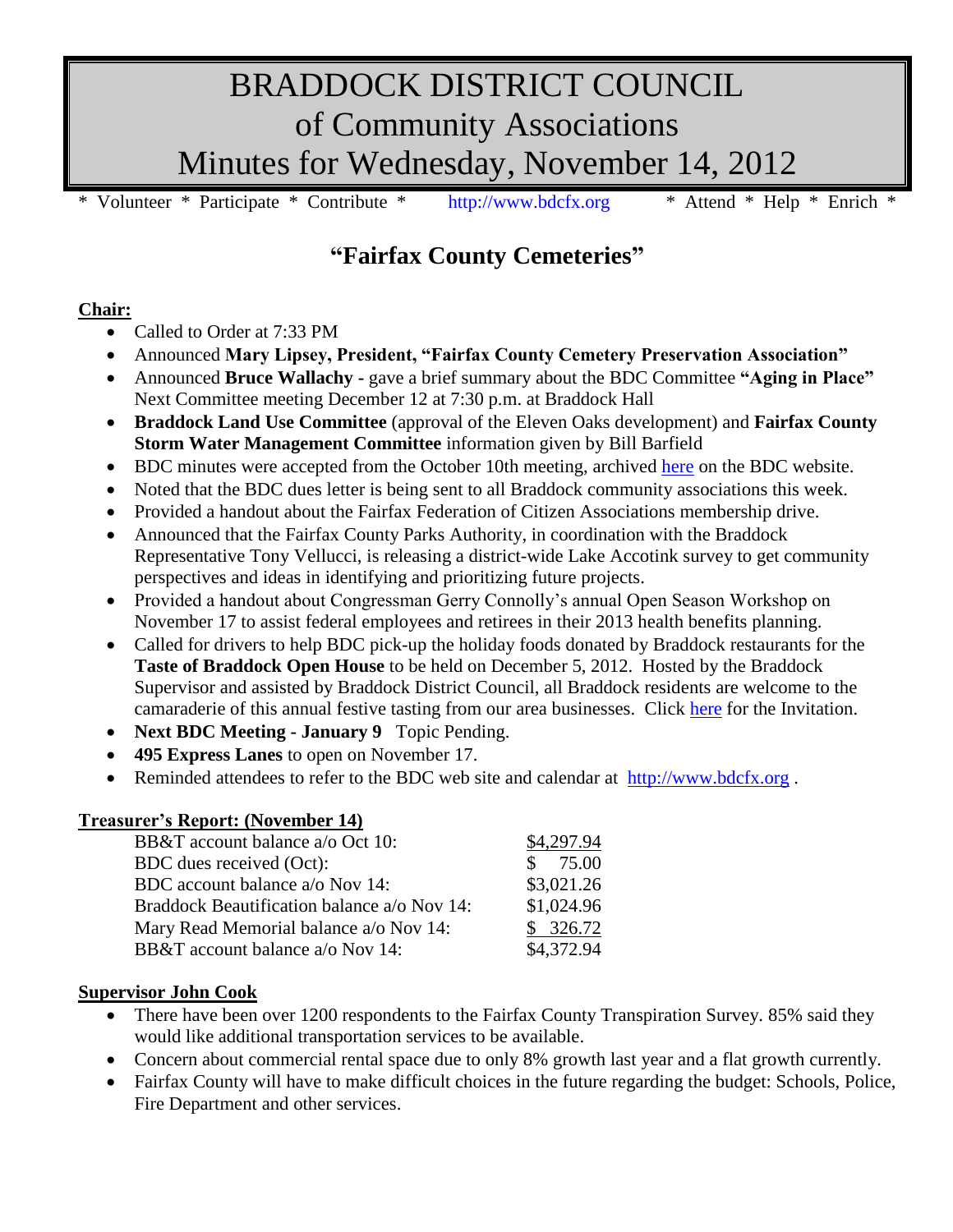# BRADDOCK DISTRICT COUNCIL
# of Community Associations
# Minutes for Wednesday, November 14, 2012

\* Volunteer \* Participate \* Contribute \* http://www.bdcfx.org \* Attend \* Help \* Enrich \*

## "Fairfax County Cemeteries"

**Chair:**

- Called to Order at 7:33 PM
- Announced **Mary Lipsey, President, "Fairfax County Cemetery Preservation Association"**
- Announced **Bruce Wallachy** - gave a brief summary about the BDC Committee **"Aging in Place"** Next Committee meeting December 12 at 7:30 p.m. at Braddock Hall
- **Braddock Land Use Committee** (approval of the Eleven Oaks development) and **Fairfax County Storm Water Management Committee** information given by Bill Barfield
- BDC minutes were accepted from the October 10th meeting, archived here on the BDC website.
- Noted that the BDC dues letter is being sent to all Braddock community associations this week.
- Provided a handout about the Fairfax Federation of Citizen Associations membership drive.
- Announced that the Fairfax County Parks Authority, in coordination with the Braddock Representative Tony Vellucci, is releasing a district-wide Lake Accotink survey to get community perspectives and ideas in identifying and prioritizing future projects.
- Provided a handout about Congressman Gerry Connolly's annual Open Season Workshop on November 17 to assist federal employees and retirees in their 2013 health benefits planning.
- Called for drivers to help BDC pick-up the holiday foods donated by Braddock restaurants for the **Taste of Braddock Open House** to be held on December 5, 2012. Hosted by the Braddock Supervisor and assisted by Braddock District Council, all Braddock residents are welcome to the camaraderie of this annual festive tasting from our area businesses. Click here for the Invitation.
- **Next BDC Meeting - January 9** Topic Pending.
- **495 Express Lanes** to open on November 17.
- Reminded attendees to refer to the BDC web site and calendar at http://www.bdcfx.org .

**Treasurer's Report: (November 14)**

| | |
|---|---|
| BB&T account balance a/o Oct 10: | $4,297.94 |
| BDC dues received (Oct): | $ 75.00 |
| BDC account balance a/o Nov 14: | $3,021.26 |
| Braddock Beautification balance a/o Nov 14: | $1,024.96 |
| Mary Read Memorial balance a/o Nov 14: | $ 326.72 |
| BB&T account balance a/o Nov 14: | $4,372.94 |

**Supervisor John Cook**

- There have been over 1200 respondents to the Fairfax County Transpiration Survey. 85% said they would like additional transportation services to be available.
- Concern about commercial rental space due to only 8% growth last year and a flat growth currently.
- Fairfax County will have to make difficult choices in the future regarding the budget: Schools, Police, Fire Department and other services.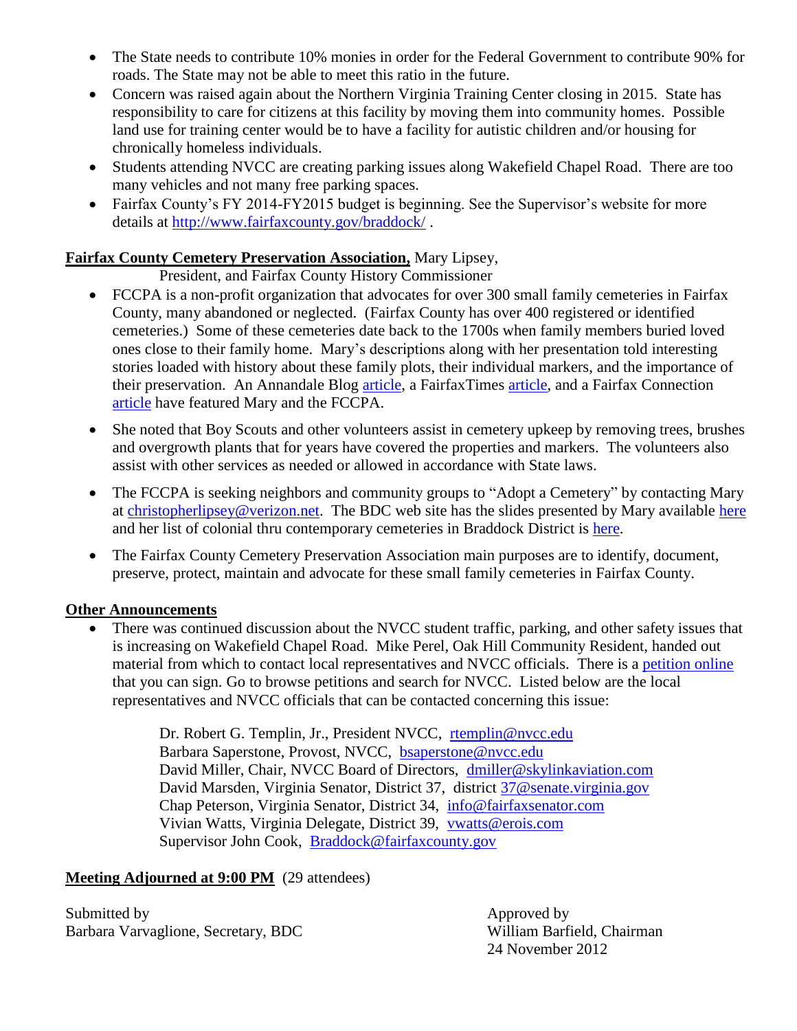- The State needs to contribute 10% monies in order for the Federal Government to contribute 90% for roads. The State may not be able to meet this ratio in the future.
- Concern was raised again about the Northern Virginia Training Center closing in 2015. State has responsibility to care for citizens at this facility by moving them into community homes. Possible land use for training center would be to have a facility for autistic children and/or housing for chronically homeless individuals.
- Students attending NVCC are creating parking issues along Wakefield Chapel Road. There are too many vehicles and not many free parking spaces.
- Fairfax County's FY 2014-FY2015 budget is beginning. See the Supervisor's website for more details at http://www.fairfaxcounty.gov/braddock/ .

**Fairfax County Cemetery Preservation Association,** Mary Lipsey,
President, and Fairfax County History Commissioner

- FCCPA is a non-profit organization that advocates for over 300 small family cemeteries in Fairfax County, many abandoned or neglected. (Fairfax County has over 400 registered or identified cemeteries.) Some of these cemeteries date back to the 1700s when family members buried loved ones close to their family home. Mary's descriptions along with her presentation told interesting stories loaded with history about these family plots, their individual markers, and the importance of their preservation. An Annandale Blog article, a FairfaxTimes article, and a Fairfax Connection article have featured Mary and the FCCPA.
- She noted that Boy Scouts and other volunteers assist in cemetery upkeep by removing trees, brushes and overgrowth plants that for years have covered the properties and markers. The volunteers also assist with other services as needed or allowed in accordance with State laws.
- The FCCPA is seeking neighbors and community groups to "Adopt a Cemetery" by contacting Mary at christopherlipsey@verizon.net. The BDC web site has the slides presented by Mary available here and her list of colonial thru contemporary cemeteries in Braddock District is here.
- The Fairfax County Cemetery Preservation Association main purposes are to identify, document, preserve, protect, maintain and advocate for these small family cemeteries in Fairfax County.

**Other Announcements**

- There was continued discussion about the NVCC student traffic, parking, and other safety issues that is increasing on Wakefield Chapel Road. Mike Perel, Oak Hill Community Resident, handed out material from which to contact local representatives and NVCC officials. There is a petition online that you can sign. Go to browse petitions and search for NVCC. Listed below are the local representatives and NVCC officials that can be contacted concerning this issue:

  Dr. Robert G. Templin, Jr., President NVCC, rtemplin@nvcc.edu
  Barbara Saperstone, Provost, NVCC, bsaperstone@nvcc.edu
  David Miller, Chair, NVCC Board of Directors, dmiller@skylinkaviation.com
  David Marsden, Virginia Senator, District 37, district 37@senate.virginia.gov
  Chap Peterson, Virginia Senator, District 34, info@fairfaxsenator.com
  Vivian Watts, Virginia Delegate, District 39, vwatts@erois.com
  Supervisor John Cook, Braddock@fairfaxcounty.gov

**Meeting Adjourned at 9:00 PM** (29 attendees)

Submitted by
Barbara Varvaglione, Secretary, BDC

Approved by
William Barfield, Chairman
24 November 2012